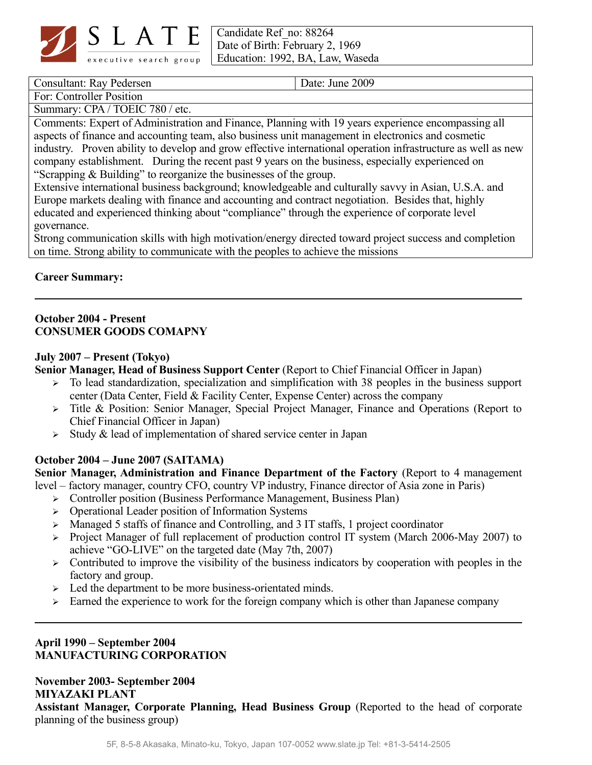**SLATE** executive search group

| Candidate Ref_no: 88264 |
|---|
| Date of Birth: February 2, 1969 |
| Education: 1992, BA, Law, Waseda |

| Consultant: Ray Pedersen | Date: June 2009 |
|---|---|
| For: Controller Position | |
| Summary: CPA / TOEIC 780 / etc. | |

Comments: Expert of Administration and Finance, Planning with 19 years experience encompassing all aspects of finance and accounting team, also business unit management in electronics and cosmetic industry. Proven ability to develop and grow effective international operation infrastructure as well as new company establishment. During the recent past 9 years on the business, especially experienced on "Scrapping & Building" to reorganize the businesses of the group.
Extensive international business background; knowledgeable and culturally savvy in Asian, U.S.A. and Europe markets dealing with finance and accounting and contract negotiation. Besides that, highly educated and experienced thinking about "compliance" through the experience of corporate level governance.
Strong communication skills with high motivation/energy directed toward project success and completion on time. Strong ability to communicate with the peoples to achieve the missions

**Career Summary:**

---

**October 2004 - Present**
**CONSUMER GOODS COMAPNY**

**July 2007 – Present (Tokyo)**
**Senior Manager, Head of Business Support Center** (Report to Chief Financial Officer in Japan)

- To lead standardization, specialization and simplification with 38 peoples in the business support center (Data Center, Field & Facility Center, Expense Center) across the company
- Title & Position: Senior Manager, Special Project Manager, Finance and Operations (Report to Chief Financial Officer in Japan)
- Study & lead of implementation of shared service center in Japan

**October 2004 – June 2007 (SAITAMA)**
**Senior Manager, Administration and Finance Department of the Factory** (Report to 4 management level – factory manager, country CFO, country VP industry, Finance director of Asia zone in Paris)

- Controller position (Business Performance Management, Business Plan)
- Operational Leader position of Information Systems
- Managed 5 staffs of finance and Controlling, and 3 IT staffs, 1 project coordinator
- Project Manager of full replacement of production control IT system (March 2006-May 2007) to achieve "GO-LIVE" on the targeted date (May 7th, 2007)
- Contributed to improve the visibility of the business indicators by cooperation with peoples in the factory and group.
- Led the department to be more business-orientated minds.
- Earned the experience to work for the foreign company which is other than Japanese company

---

**April 1990 – September 2004**
**MANUFACTURING CORPORATION**

**November 2003- September 2004**
**MIYAZAKI PLANT**
**Assistant Manager, Corporate Planning, Head Business Group** (Reported to the head of corporate planning of the business group)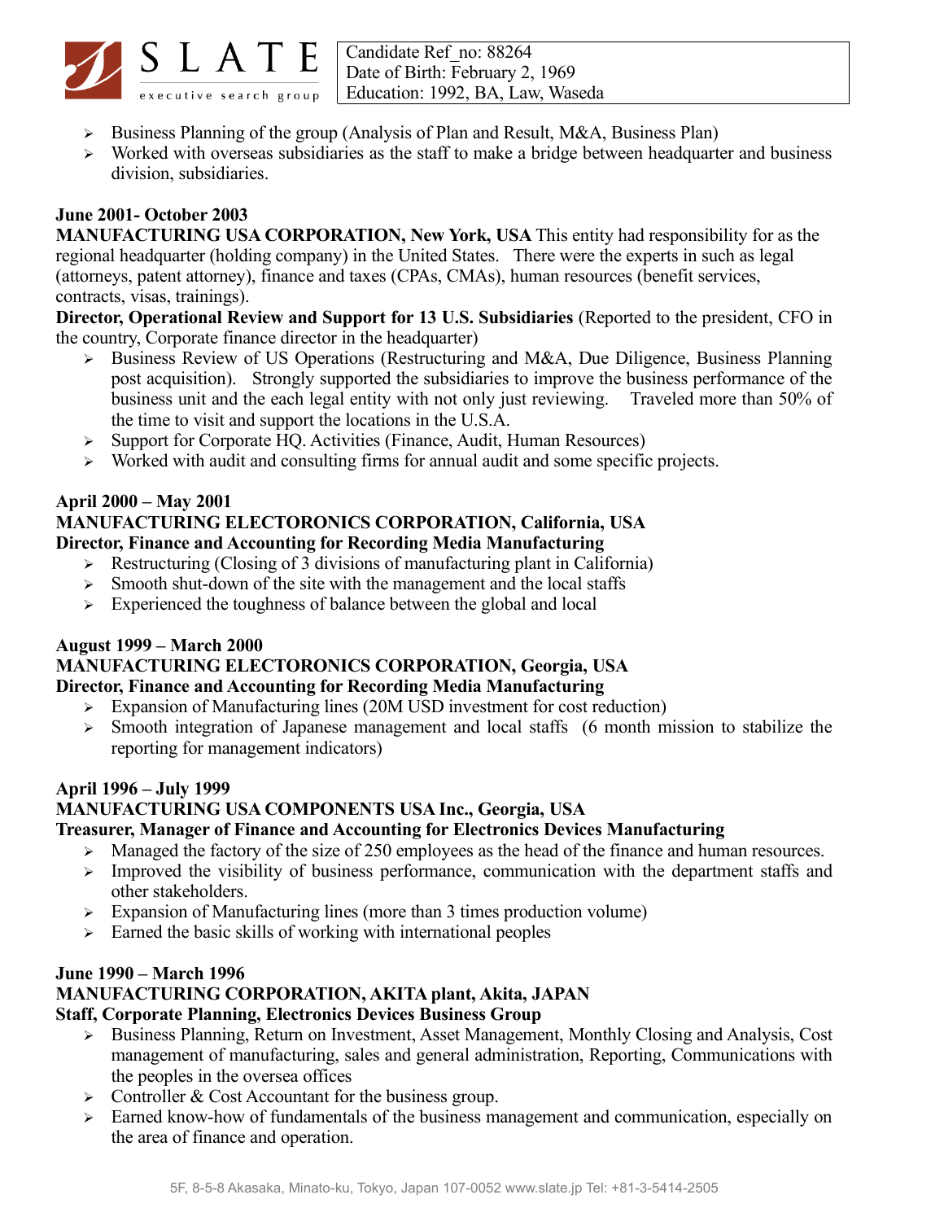Candidate Ref_no: 88264
Date of Birth: February 2, 1969
Education: 1992, BA, Law, Waseda

- Business Planning of the group (Analysis of Plan and Result, M&A, Business Plan)
- Worked with overseas subsidiaries as the staff to make a bridge between headquarter and business division, subsidiaries.

**June 2001- October 2003**

**MANUFACTURING USA CORPORATION, New York, USA** This entity had responsibility for as the regional headquarter (holding company) in the United States. There were the experts in such as legal (attorneys, patent attorney), finance and taxes (CPAs, CMAs), human resources (benefit services, contracts, visas, trainings).

**Director, Operational Review and Support for 13 U.S. Subsidiaries** (Reported to the president, CFO in the country, Corporate finance director in the headquarter)

- Business Review of US Operations (Restructuring and M&A, Due Diligence, Business Planning post acquisition). Strongly supported the subsidiaries to improve the business performance of the business unit and the each legal entity with not only just reviewing. Traveled more than 50% of the time to visit and support the locations in the U.S.A.
- Support for Corporate HQ. Activities (Finance, Audit, Human Resources)
- Worked with audit and consulting firms for annual audit and some specific projects.

**April 2000 – May 2001**

**MANUFACTURING ELECTORONICS CORPORATION, California, USA**

**Director, Finance and Accounting for Recording Media Manufacturing**

- Restructuring (Closing of 3 divisions of manufacturing plant in California)
- Smooth shut-down of the site with the management and the local staffs
- Experienced the toughness of balance between the global and local

**August 1999 – March 2000**

**MANUFACTURING ELECTORONICS CORPORATION, Georgia, USA**

**Director, Finance and Accounting for Recording Media Manufacturing**

- Expansion of Manufacturing lines (20M USD investment for cost reduction)
- Smooth integration of Japanese management and local staffs (6 month mission to stabilize the reporting for management indicators)

**April 1996 – July 1999**

**MANUFACTURING USA COMPONENTS USA Inc., Georgia, USA**

**Treasurer, Manager of Finance and Accounting for Electronics Devices Manufacturing**

- Managed the factory of the size of 250 employees as the head of the finance and human resources.
- Improved the visibility of business performance, communication with the department staffs and other stakeholders.
- Expansion of Manufacturing lines (more than 3 times production volume)
- Earned the basic skills of working with international peoples

**June 1990 – March 1996**

**MANUFACTURING CORPORATION, AKITA plant, Akita, JAPAN**

**Staff, Corporate Planning, Electronics Devices Business Group**

- Business Planning, Return on Investment, Asset Management, Monthly Closing and Analysis, Cost management of manufacturing, sales and general administration, Reporting, Communications with the peoples in the oversea offices
- Controller & Cost Accountant for the business group.
- Earned know-how of fundamentals of the business management and communication, especially on the area of finance and operation.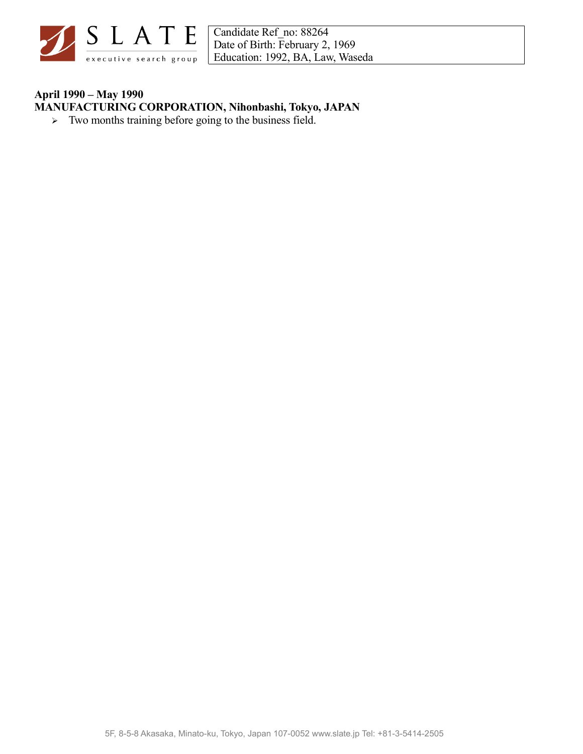Candidate Ref_no: 88264
Date of Birth: February 2, 1969
Education: 1992, BA, Law, Waseda

**April 1990 – May 1990**
**MANUFACTURING CORPORATION, Nihonbashi, Tokyo, JAPAN**

- Two months training before going to the business field.